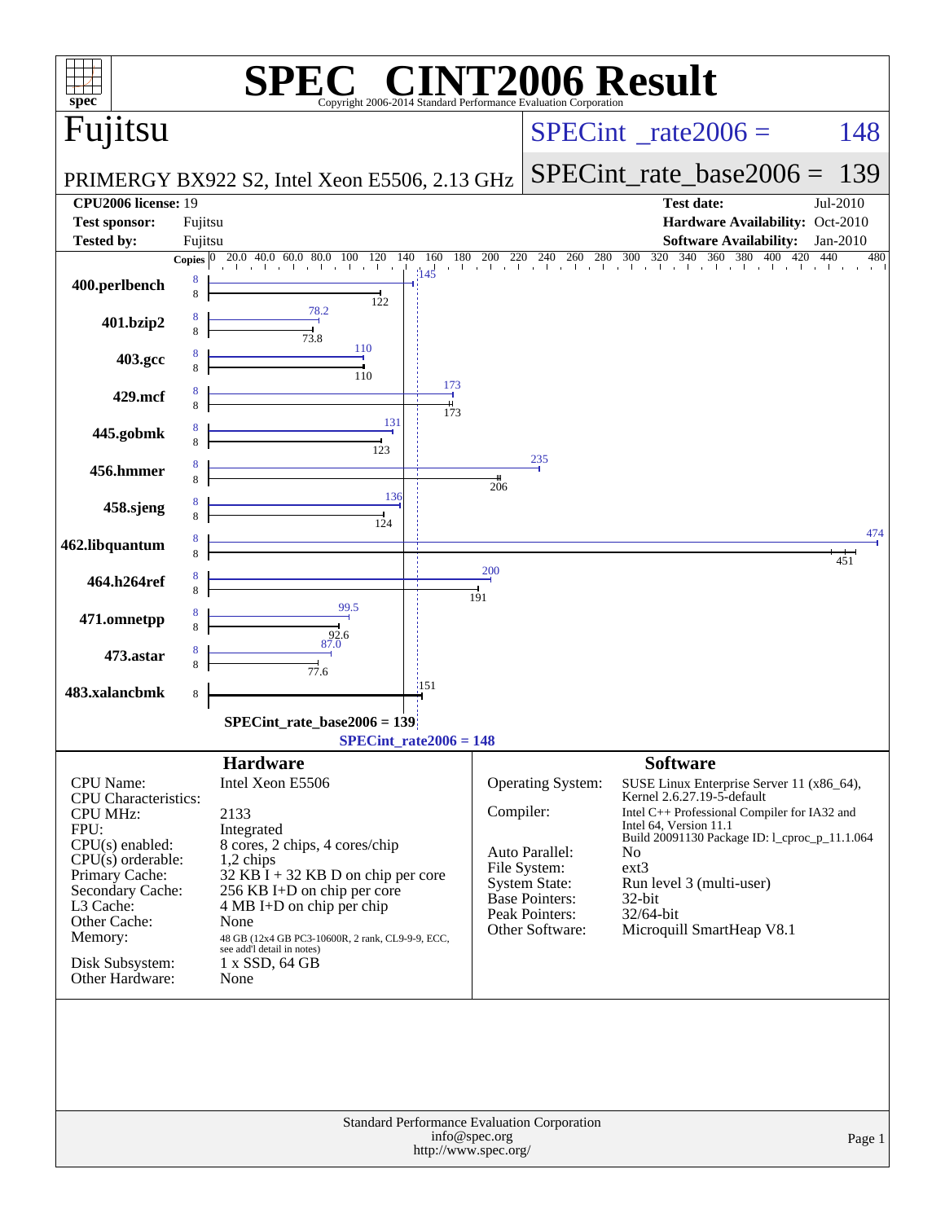# SPEC CINT2006 Result

Copyright 2006-2014 Standard Performance Evaluation Corporation

## Fujitsu

PRIMERGY BX922 S2, Intel Xeon E5506, 2.13 GHz

SPECint_rate2006 = 148

SPECint_rate_base2006 = 139

| | | | |
|---|---|---|---|
| **CPU2006 license:** | 19 | **Test date:** | Jul-2010 |
| **Test sponsor:** | Fujitsu | **Hardware Availability:** | Oct-2010 |
| **Tested by:** | Fujitsu | **Software Availability:** | Jan-2010 |

| Benchmark | Copies | Peak | Base |
|---|---|---|---|
| 400.perlbench | 8 | 145 | 122 |
| 401.bzip2 | 8 | 78.2 | 73.8 |
| 403.gcc | 8 | 110 | 110 |
| 429.mcf | 8 | 173 | 173 |
| 445.gobmk | 8 | 131 | 123 |
| 456.hmmer | 8 | 235 | 206 |
| 458.sjeng | 8 | 136 | 124 |
| 462.libquantum | 8 | 474 | 451 |
| 464.h264ref | 8 | 200 | 191 |
| 471.omnetpp | 8 | 99.5 | 92.6 |
| 473.astar | 8 | 87.0 | 77.6 |
| 483.xalancbmk | 8 | | 151 |

SPECint_rate_base2006 = 139

SPECint_rate2006 = 148

## Hardware

| | |
|---|---|
| CPU Name: | Intel Xeon E5506 |
| CPU Characteristics: | |
| CPU MHz: | 2133 |
| FPU: | Integrated |
| CPU(s) enabled: | 8 cores, 2 chips, 4 cores/chip |
| CPU(s) orderable: | 1,2 chips |
| Primary Cache: | 32 KB I + 32 KB D on chip per core |
| Secondary Cache: | 256 KB I+D on chip per core |
| L3 Cache: | 4 MB I+D on chip per chip |
| Other Cache: | None |
| Memory: | 48 GB (12x4 GB PC3-10600R, 2 rank, CL9-9-9, ECC, see add'l detail in notes) |
| Disk Subsystem: | 1 x SSD, 64 GB |
| Other Hardware: | None |

## Software

| | |
|---|---|
| Operating System: | SUSE Linux Enterprise Server 11 (x86_64), Kernel 2.6.27.19-5-default |
| Compiler: | Intel C++ Professional Compiler for IA32 and Intel 64, Version 11.1 Build 20091130 Package ID: l_cproc_p_11.1.064 |
| Auto Parallel: | No |
| File System: | ext3 |
| System State: | Run level 3 (multi-user) |
| Base Pointers: | 32-bit |
| Peak Pointers: | 32/64-bit |
| Other Software: | Microquill SmartHeap V8.1 |

Standard Performance Evaluation Corporation
info@spec.org
http://www.spec.org/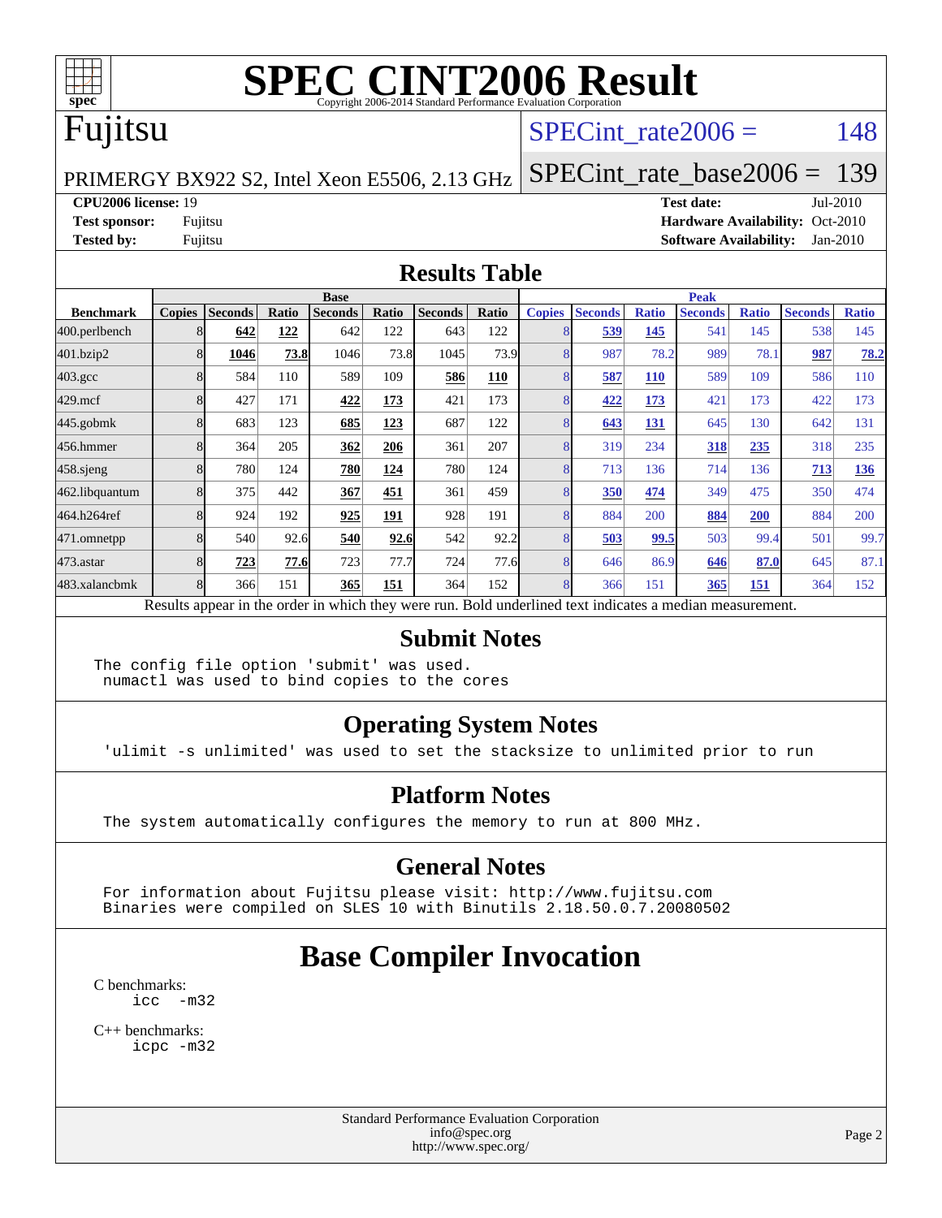# SPEC CINT2006 Result

Copyright 2006-2014 Standard Performance Evaluation Corporation

## Fujitsu

PRIMERGY BX922 S2, Intel Xeon E5506, 2.13 GHz

SPECint_rate2006 = 148

SPECint_rate_base2006 = 139

**CPU2006 license:** 19
**Test sponsor:** Fujitsu
**Tested by:** Fujitsu

**Test date:** Jul-2010
**Hardware Availability:** Oct-2010
**Software Availability:** Jan-2010

## Results Table

| Benchmark | Base | | | | | | | Peak | | | | | | |
|---|---|---|---|---|---|---|---|---|---|---|---|---|---|---|
| | Copies | Seconds | Ratio | Seconds | Ratio | Seconds | Ratio | Copies | Seconds | Ratio | Seconds | Ratio | Seconds | Ratio |
| 400.perlbench | 8 | **642** | **122** | 642 | 122 | 643 | 122 | 8 | **539** | **145** | 541 | 145 | 538 | 145 |
| 401.bzip2 | 8 | **1046** | **73.8** | 1046 | 73.8 | 1045 | 73.9 | 8 | 987 | 78.2 | 989 | 78.1 | **987** | **78.2** |
| 403.gcc | 8 | 584 | 110 | 589 | 109 | **586** | **110** | 8 | **587** | **110** | 589 | 109 | 586 | 110 |
| 429.mcf | 8 | 427 | 171 | **422** | **173** | 421 | 173 | 8 | **422** | **173** | 421 | 173 | 422 | 173 |
| 445.gobmk | 8 | 683 | 123 | **685** | **123** | 687 | 122 | 8 | **643** | **131** | 645 | 130 | 642 | 131 |
| 456.hmmer | 8 | 364 | 205 | **362** | **206** | 361 | 207 | 8 | 319 | 234 | **318** | **235** | 318 | 235 |
| 458.sjeng | 8 | 780 | 124 | **780** | **124** | 780 | 124 | 8 | 713 | 136 | 714 | 136 | **713** | **136** |
| 462.libquantum | 8 | 375 | 442 | **367** | **451** | 361 | 459 | 8 | **350** | **474** | 349 | 475 | 350 | 474 |
| 464.h264ref | 8 | 924 | 192 | **925** | **191** | 928 | 191 | 8 | 884 | 200 | **884** | **200** | 884 | 200 |
| 471.omnetpp | 8 | 540 | 92.6 | **540** | **92.6** | 542 | 92.2 | 8 | **503** | **99.5** | 503 | 99.4 | 501 | 99.7 |
| 473.astar | 8 | **723** | **77.6** | 723 | 77.7 | 724 | 77.6 | 8 | 646 | 86.9 | **646** | **87.0** | 645 | 87.1 |
| 483.xalancbmk | 8 | 366 | 151 | **365** | **151** | 364 | 152 | 8 | 366 | 151 | **365** | **151** | 364 | 152 |

Results appear in the order in which they were run. Bold underlined text indicates a median measurement.

## Submit Notes

```
The config file option 'submit' was used.
 numactl was used to bind copies to the cores
```

## Operating System Notes

```
'ulimit -s unlimited' was used to set the stacksize to unlimited prior to run
```

## Platform Notes

```
The system automatically configures the memory to run at 800 MHz.
```

## General Notes

```
For information about Fujitsu please visit: http://www.fujitsu.com
Binaries were compiled on SLES 10 with Binutils 2.18.50.0.7.20080502
```

## Base Compiler Invocation

C benchmarks:
```
icc  -m32
```

C++ benchmarks:
```
icpc -m32
```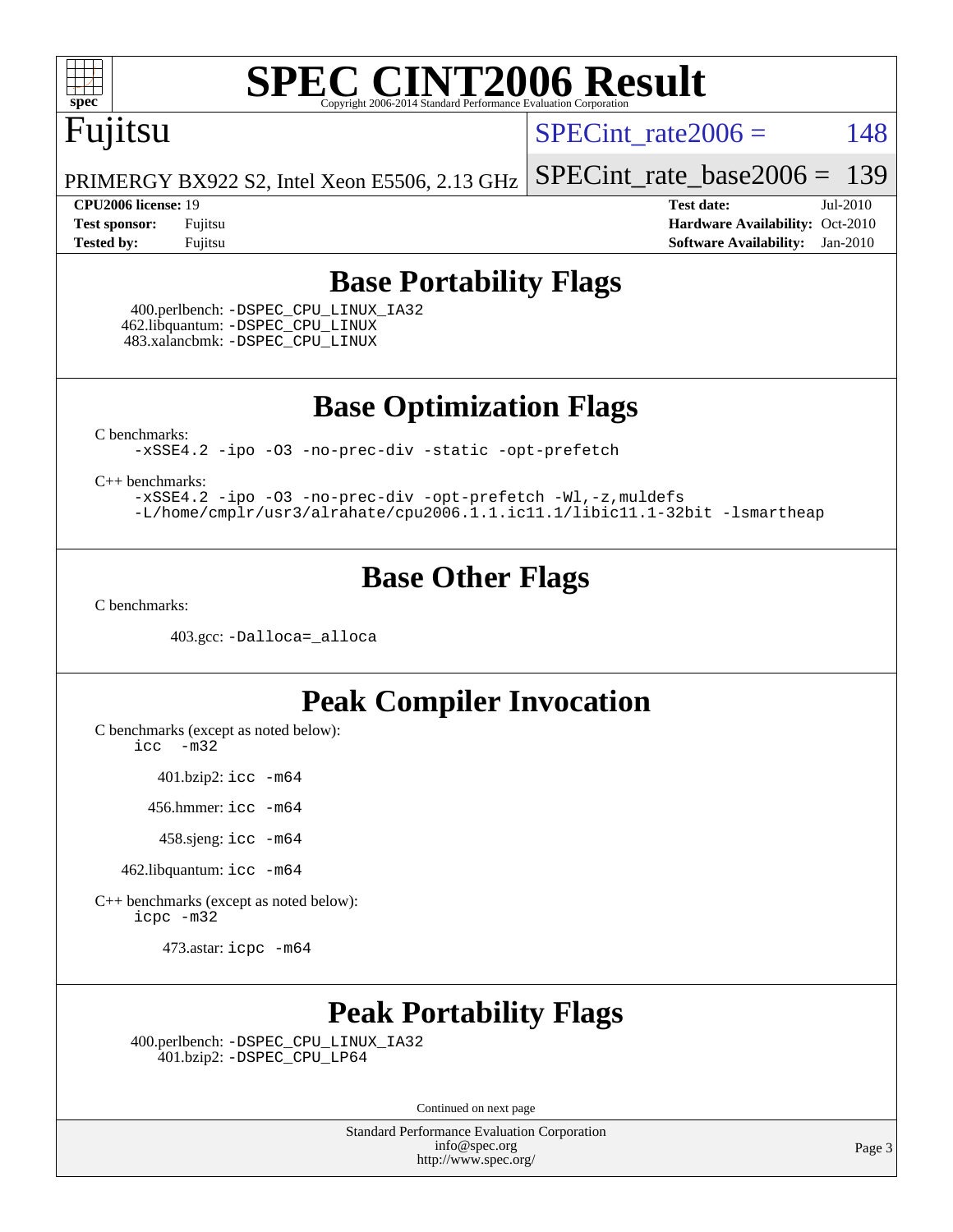# SPEC CINT2006 Result

Copyright 2006-2014 Standard Performance Evaluation Corporation

**Fujitsu**

PRIMERGY BX922 S2, Intel Xeon E5506, 2.13 GHz

SPECint_rate2006 = 148

SPECint_rate_base2006 = 139

**CPU2006 license:** 19
**Test sponsor:** Fujitsu
**Tested by:** Fujitsu

**Test date:** Jul-2010
**Hardware Availability:** Oct-2010
**Software Availability:** Jan-2010

## Base Portability Flags

400.perlbench: -DSPEC_CPU_LINUX_IA32
462.libquantum: -DSPEC_CPU_LINUX
483.xalancbmk: -DSPEC_CPU_LINUX

## Base Optimization Flags

C benchmarks:
-xSSE4.2 -ipo -O3 -no-prec-div -static -opt-prefetch

C++ benchmarks:
-xSSE4.2 -ipo -O3 -no-prec-div -opt-prefetch -Wl,-z,muldefs
-L/home/cmplr/usr3/alrahate/cpu2006.1.1.ic11.1/libic11.1-32bit -lsmartheap

## Base Other Flags

C benchmarks:

403.gcc: -Dalloca=_alloca

## Peak Compiler Invocation

C benchmarks (except as noted below):
icc -m32

401.bzip2: icc -m64

456.hmmer: icc -m64

458.sjeng: icc -m64

462.libquantum: icc -m64

C++ benchmarks (except as noted below):
icpc -m32

473.astar: icpc -m64

## Peak Portability Flags

400.perlbench: -DSPEC_CPU_LINUX_IA32
401.bzip2: -DSPEC_CPU_LP64

Continued on next page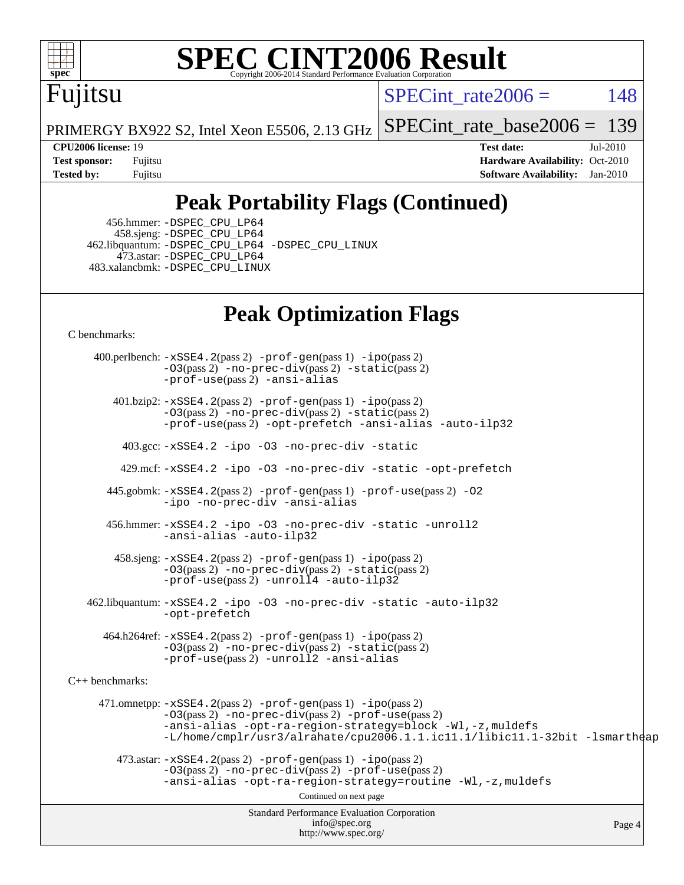# SPEC CINT2006 Result

Copyright 2006-2014 Standard Performance Evaluation Corporation

## Fujitsu

PRIMERGY BX922 S2, Intel Xeon E5506, 2.13 GHz

SPECint_rate2006 = 148

SPECint_rate_base2006 = 139

**CPU2006 license:** 19
**Test sponsor:** Fujitsu
**Tested by:** Fujitsu

**Test date:** Jul-2010
**Hardware Availability:** Oct-2010
**Software Availability:** Jan-2010

## Peak Portability Flags (Continued)

456.hmmer: -DSPEC_CPU_LP64
458.sjeng: -DSPEC_CPU_LP64
462.libquantum: -DSPEC_CPU_LP64 -DSPEC_CPU_LINUX
473.astar: -DSPEC_CPU_LP64
483.xalancbmk: -DSPEC_CPU_LINUX

## Peak Optimization Flags

C benchmarks:

400.perlbench: -xSSE4.2(pass 2) -prof-gen(pass 1) -ipo(pass 2) -O3(pass 2) -no-prec-div(pass 2) -static(pass 2) -prof-use(pass 2) -ansi-alias

401.bzip2: -xSSE4.2(pass 2) -prof-gen(pass 1) -ipo(pass 2) -O3(pass 2) -no-prec-div(pass 2) -static(pass 2) -prof-use(pass 2) -opt-prefetch -ansi-alias -auto-ilp32

403.gcc: -xSSE4.2 -ipo -O3 -no-prec-div -static

429.mcf: -xSSE4.2 -ipo -O3 -no-prec-div -static -opt-prefetch

445.gobmk: -xSSE4.2(pass 2) -prof-gen(pass 1) -prof-use(pass 2) -O2 -ipo -no-prec-div -ansi-alias

456.hmmer: -xSSE4.2 -ipo -O3 -no-prec-div -static -unroll2 -ansi-alias -auto-ilp32

458.sjeng: -xSSE4.2(pass 2) -prof-gen(pass 1) -ipo(pass 2) -O3(pass 2) -no-prec-div(pass 2) -static(pass 2) -prof-use(pass 2) -unroll4 -auto-ilp32

462.libquantum: -xSSE4.2 -ipo -O3 -no-prec-div -static -auto-ilp32 -opt-prefetch

464.h264ref: -xSSE4.2(pass 2) -prof-gen(pass 1) -ipo(pass 2) -O3(pass 2) -no-prec-div(pass 2) -static(pass 2) -prof-use(pass 2) -unroll2 -ansi-alias

C++ benchmarks:

471.omnetpp: -xSSE4.2(pass 2) -prof-gen(pass 1) -ipo(pass 2) -O3(pass 2) -no-prec-div(pass 2) -prof-use(pass 2) -ansi-alias -opt-ra-region-strategy=block -Wl,-z,muldefs -L/home/cmplr/usr3/alrahate/cpu2006.1.1.ic11.1/libic11.1-32bit -lsmartheap

473.astar: -xSSE4.2(pass 2) -prof-gen(pass 1) -ipo(pass 2) -O3(pass 2) -no-prec-div(pass 2) -prof-use(pass 2) -ansi-alias -opt-ra-region-strategy=routine -Wl,-z,muldefs

Continued on next page

Standard Performance Evaluation Corporation
info@spec.org
http://www.spec.org/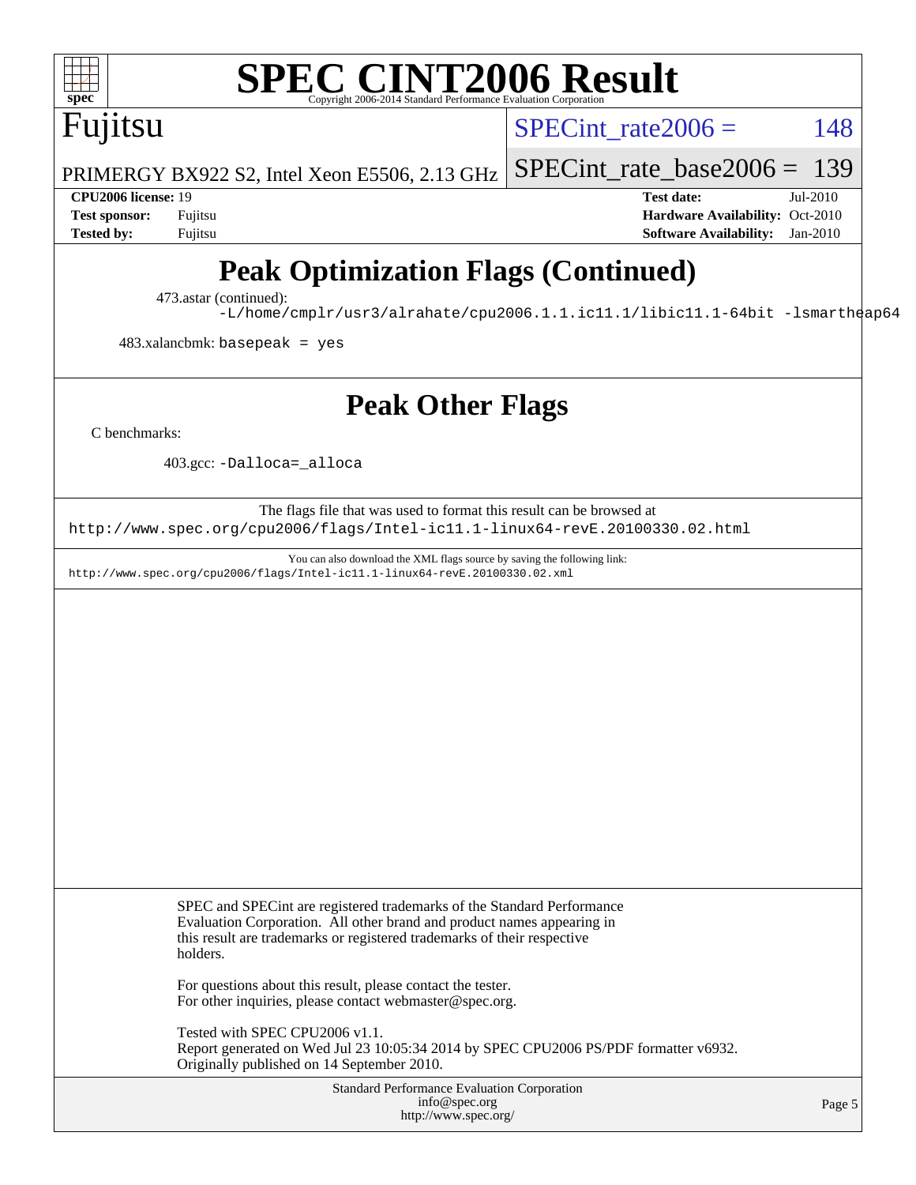# Fujitsu

PRIMERGY BX922 S2, Intel Xeon E5506, 2.13 GHz

SPECint_rate2006 = 148

SPECint_rate_base2006 = 139

**CPU2006 license:** 19
**Test sponsor:** Fujitsu
**Tested by:** Fujitsu

**Test date:** Jul-2010
**Hardware Availability:** Oct-2010
**Software Availability:** Jan-2010

## Peak Optimization Flags (Continued)

473.astar (continued):
`-L/home/cmplr/usr3/alrahate/cpu2006.1.1.ic11.1/libic11.1-64bit -lsmartheap64`

483.xalancbmk: `basepeak = yes`

## Peak Other Flags

C benchmarks:

403.gcc: `-Dalloca=_alloca`

The flags file that was used to format this result can be browsed at
http://www.spec.org/cpu2006/flags/Intel-ic11.1-linux64-revE.20100330.02.html

You can also download the XML flags source by saving the following link:
http://www.spec.org/cpu2006/flags/Intel-ic11.1-linux64-revE.20100330.02.xml

SPEC and SPECint are registered trademarks of the Standard Performance Evaluation Corporation. All other brand and product names appearing in this result are trademarks or registered trademarks of their respective holders.

For questions about this result, please contact the tester.
For other inquiries, please contact webmaster@spec.org.

Tested with SPEC CPU2006 v1.1.
Report generated on Wed Jul 23 10:05:34 2014 by SPEC CPU2006 PS/PDF formatter v6932.
Originally published on 14 September 2010.